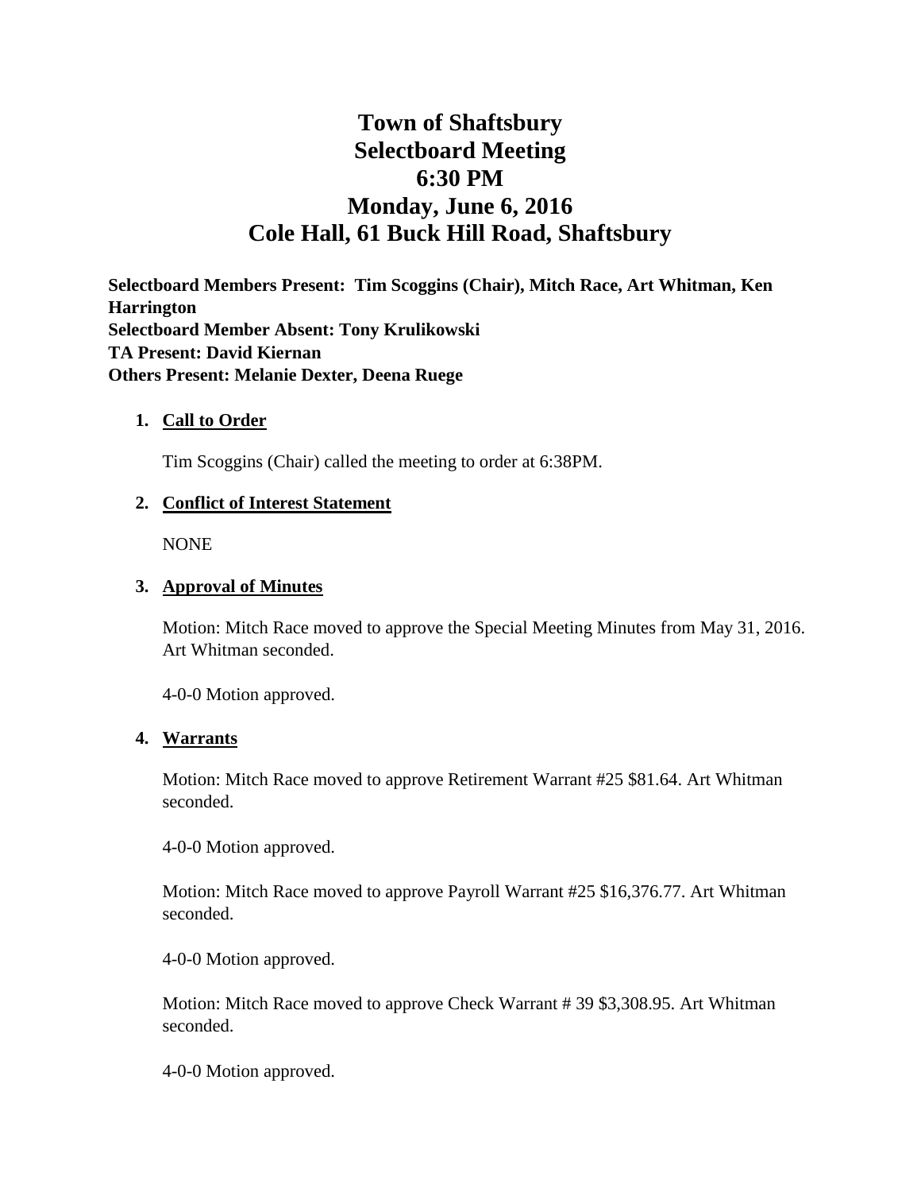# Town of Shaftsbury
# Selectboard Meeting
# 6:30 PM
# Monday, June 6, 2016
# Cole Hall, 61 Buck Hill Road, Shaftsbury

**Selectboard Members Present: Tim Scoggins (Chair), Mitch Race, Art Whitman, Ken Harrington**
**Selectboard Member Absent: Tony Krulikowski**
**TA Present: David Kiernan**
**Others Present: Melanie Dexter, Deena Ruege**

1. **Call to Order**

   Tim Scoggins (Chair) called the meeting to order at 6:38PM.

2. **Conflict of Interest Statement**

   NONE

3. **Approval of Minutes**

   Motion: Mitch Race moved to approve the Special Meeting Minutes from May 31, 2016. Art Whitman seconded.

   4-0-0 Motion approved.

4. **Warrants**

   Motion: Mitch Race moved to approve Retirement Warrant #25 $81.64. Art Whitman seconded.

   4-0-0 Motion approved.

   Motion: Mitch Race moved to approve Payroll Warrant #25 $16,376.77. Art Whitman seconded.

   4-0-0 Motion approved.

   Motion: Mitch Race moved to approve Check Warrant # 39 $3,308.95. Art Whitman seconded.

   4-0-0 Motion approved.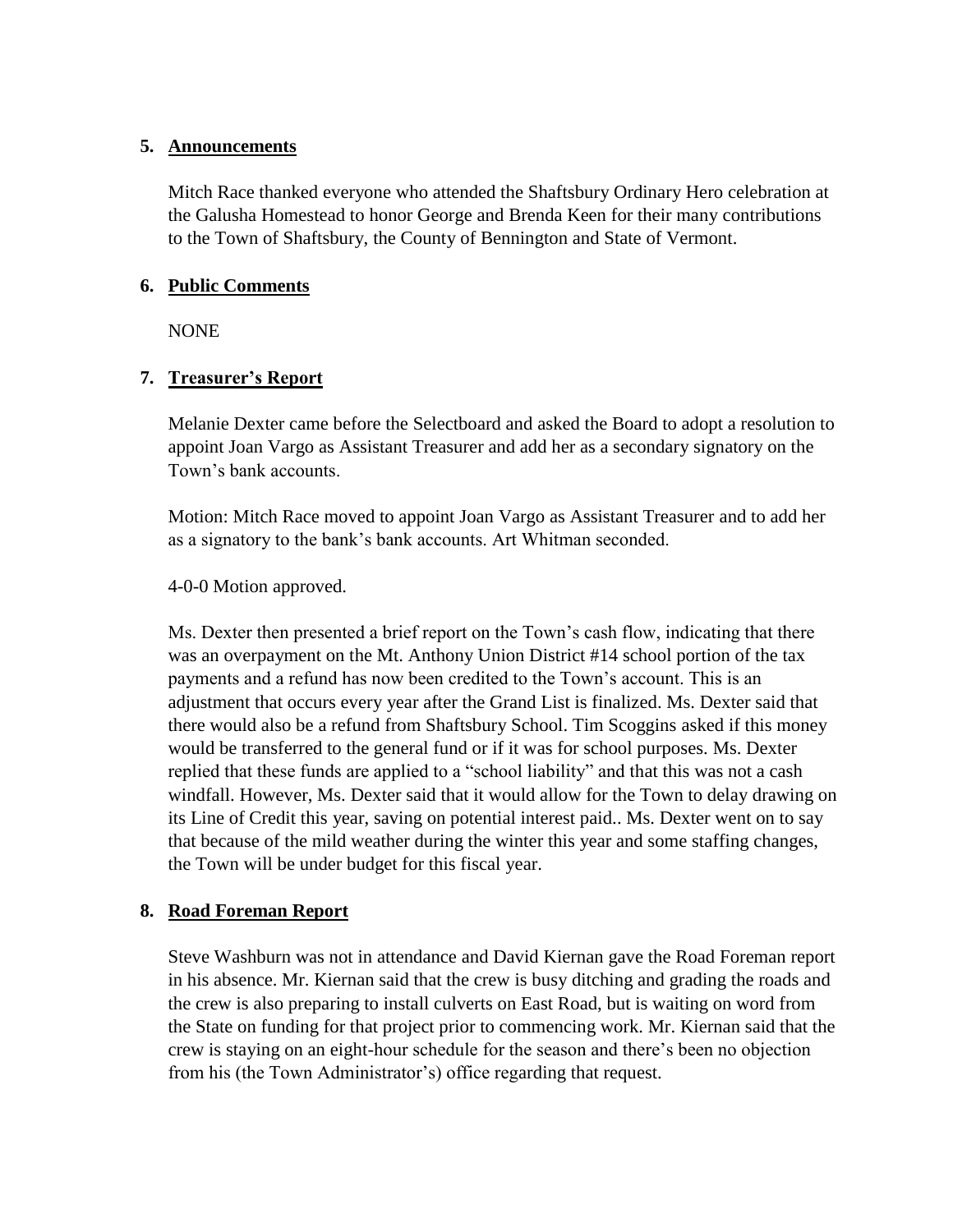## 5. Announcements

Mitch Race thanked everyone who attended the Shaftsbury Ordinary Hero celebration at the Galusha Homestead to honor George and Brenda Keen for their many contributions to the Town of Shaftsbury, the County of Bennington and State of Vermont.

## 6. Public Comments

NONE

## 7. Treasurer's Report

Melanie Dexter came before the Selectboard and asked the Board to adopt a resolution to appoint Joan Vargo as Assistant Treasurer and add her as a secondary signatory on the Town's bank accounts.

Motion: Mitch Race moved to appoint Joan Vargo as Assistant Treasurer and to add her as a signatory to the bank's bank accounts. Art Whitman seconded.

4-0-0 Motion approved.

Ms. Dexter then presented a brief report on the Town's cash flow, indicating that there was an overpayment on the Mt. Anthony Union District #14 school portion of the tax payments and a refund has now been credited to the Town's account. This is an adjustment that occurs every year after the Grand List is finalized. Ms. Dexter said that there would also be a refund from Shaftsbury School. Tim Scoggins asked if this money would be transferred to the general fund or if it was for school purposes. Ms. Dexter replied that these funds are applied to a "school liability" and that this was not a cash windfall. However, Ms. Dexter said that it would allow for the Town to delay drawing on its Line of Credit this year, saving on potential interest paid.. Ms. Dexter went on to say that because of the mild weather during the winter this year and some staffing changes, the Town will be under budget for this fiscal year.

## 8. Road Foreman Report

Steve Washburn was not in attendance and David Kiernan gave the Road Foreman report in his absence. Mr. Kiernan said that the crew is busy ditching and grading the roads and the crew is also preparing to install culverts on East Road, but is waiting on word from the State on funding for that project prior to commencing work. Mr. Kiernan said that the crew is staying on an eight-hour schedule for the season and there's been no objection from his (the Town Administrator's) office regarding that request.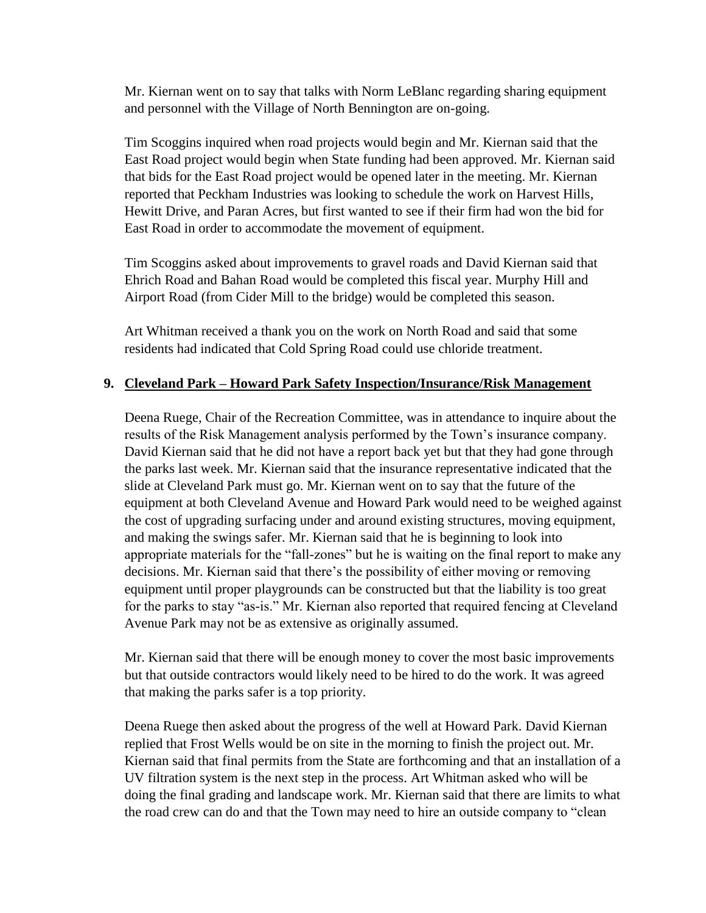Mr. Kiernan went on to say that talks with Norm LeBlanc regarding sharing equipment and personnel with the Village of North Bennington are on-going.

Tim Scoggins inquired when road projects would begin and Mr. Kiernan said that the East Road project would begin when State funding had been approved. Mr. Kiernan said that bids for the East Road project would be opened later in the meeting. Mr. Kiernan reported that Peckham Industries was looking to schedule the work on Harvest Hills, Hewitt Drive, and Paran Acres, but first wanted to see if their firm had won the bid for East Road in order to accommodate the movement of equipment.

Tim Scoggins asked about improvements to gravel roads and David Kiernan said that Ehrich Road and Bahan Road would be completed this fiscal year. Murphy Hill and Airport Road (from Cider Mill to the bridge) would be completed this season.

Art Whitman received a thank you on the work on North Road and said that some residents had indicated that Cold Spring Road could use chloride treatment.

## 9. Cleveland Park – Howard Park Safety Inspection/Insurance/Risk Management

Deena Ruege, Chair of the Recreation Committee, was in attendance to inquire about the results of the Risk Management analysis performed by the Town's insurance company. David Kiernan said that he did not have a report back yet but that they had gone through the parks last week. Mr. Kiernan said that the insurance representative indicated that the slide at Cleveland Park must go. Mr. Kiernan went on to say that the future of the equipment at both Cleveland Avenue and Howard Park would need to be weighed against the cost of upgrading surfacing under and around existing structures, moving equipment, and making the swings safer. Mr. Kiernan said that he is beginning to look into appropriate materials for the "fall-zones" but he is waiting on the final report to make any decisions. Mr. Kiernan said that there's the possibility of either moving or removing equipment until proper playgrounds can be constructed but that the liability is too great for the parks to stay "as-is." Mr. Kiernan also reported that required fencing at Cleveland Avenue Park may not be as extensive as originally assumed.

Mr. Kiernan said that there will be enough money to cover the most basic improvements but that outside contractors would likely need to be hired to do the work. It was agreed that making the parks safer is a top priority.

Deena Ruege then asked about the progress of the well at Howard Park. David Kiernan replied that Frost Wells would be on site in the morning to finish the project out. Mr. Kiernan said that final permits from the State are forthcoming and that an installation of a UV filtration system is the next step in the process. Art Whitman asked who will be doing the final grading and landscape work. Mr. Kiernan said that there are limits to what the road crew can do and that the Town may need to hire an outside company to "clean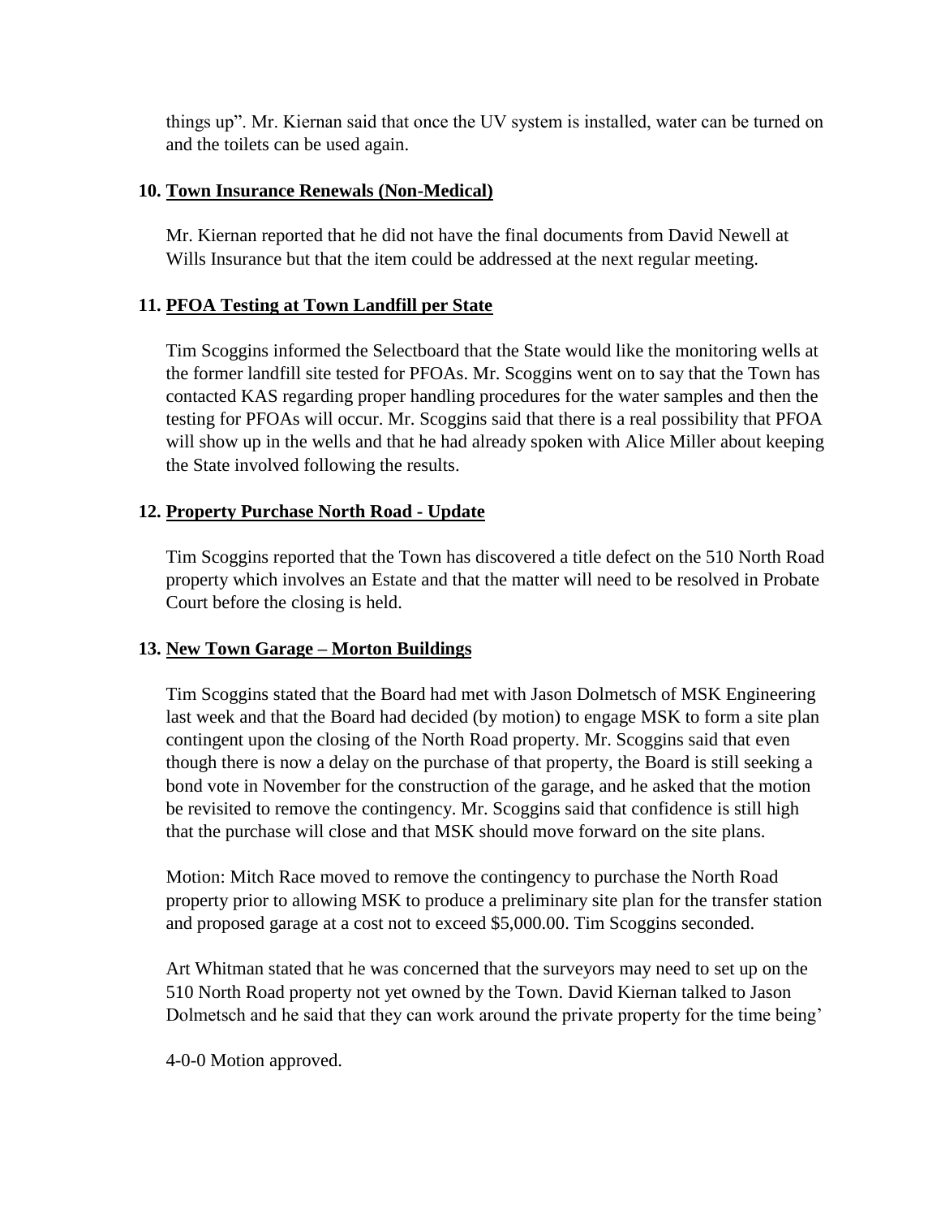things up". Mr. Kiernan said that once the UV system is installed, water can be turned on and the toilets can be used again.

**10. Town Insurance Renewals (Non-Medical)**

Mr. Kiernan reported that he did not have the final documents from David Newell at Wills Insurance but that the item could be addressed at the next regular meeting.

**11. PFOA Testing at Town Landfill per State**

Tim Scoggins informed the Selectboard that the State would like the monitoring wells at the former landfill site tested for PFOAs. Mr. Scoggins went on to say that the Town has contacted KAS regarding proper handling procedures for the water samples and then the testing for PFOAs will occur. Mr. Scoggins said that there is a real possibility that PFOA will show up in the wells and that he had already spoken with Alice Miller about keeping the State involved following the results.

**12. Property Purchase North Road - Update**

Tim Scoggins reported that the Town has discovered a title defect on the 510 North Road property which involves an Estate and that the matter will need to be resolved in Probate Court before the closing is held.

**13. New Town Garage – Morton Buildings**

Tim Scoggins stated that the Board had met with Jason Dolmetsch of MSK Engineering last week and that the Board had decided (by motion) to engage MSK to form a site plan contingent upon the closing of the North Road property. Mr. Scoggins said that even though there is now a delay on the purchase of that property, the Board is still seeking a bond vote in November for the construction of the garage, and he asked that the motion be revisited to remove the contingency. Mr. Scoggins said that confidence is still high that the purchase will close and that MSK should move forward on the site plans.

Motion: Mitch Race moved to remove the contingency to purchase the North Road property prior to allowing MSK to produce a preliminary site plan for the transfer station and proposed garage at a cost not to exceed $5,000.00. Tim Scoggins seconded.

Art Whitman stated that he was concerned that the surveyors may need to set up on the 510 North Road property not yet owned by the Town. David Kiernan talked to Jason Dolmetsch and he said that they can work around the private property for the time being'

4-0-0 Motion approved.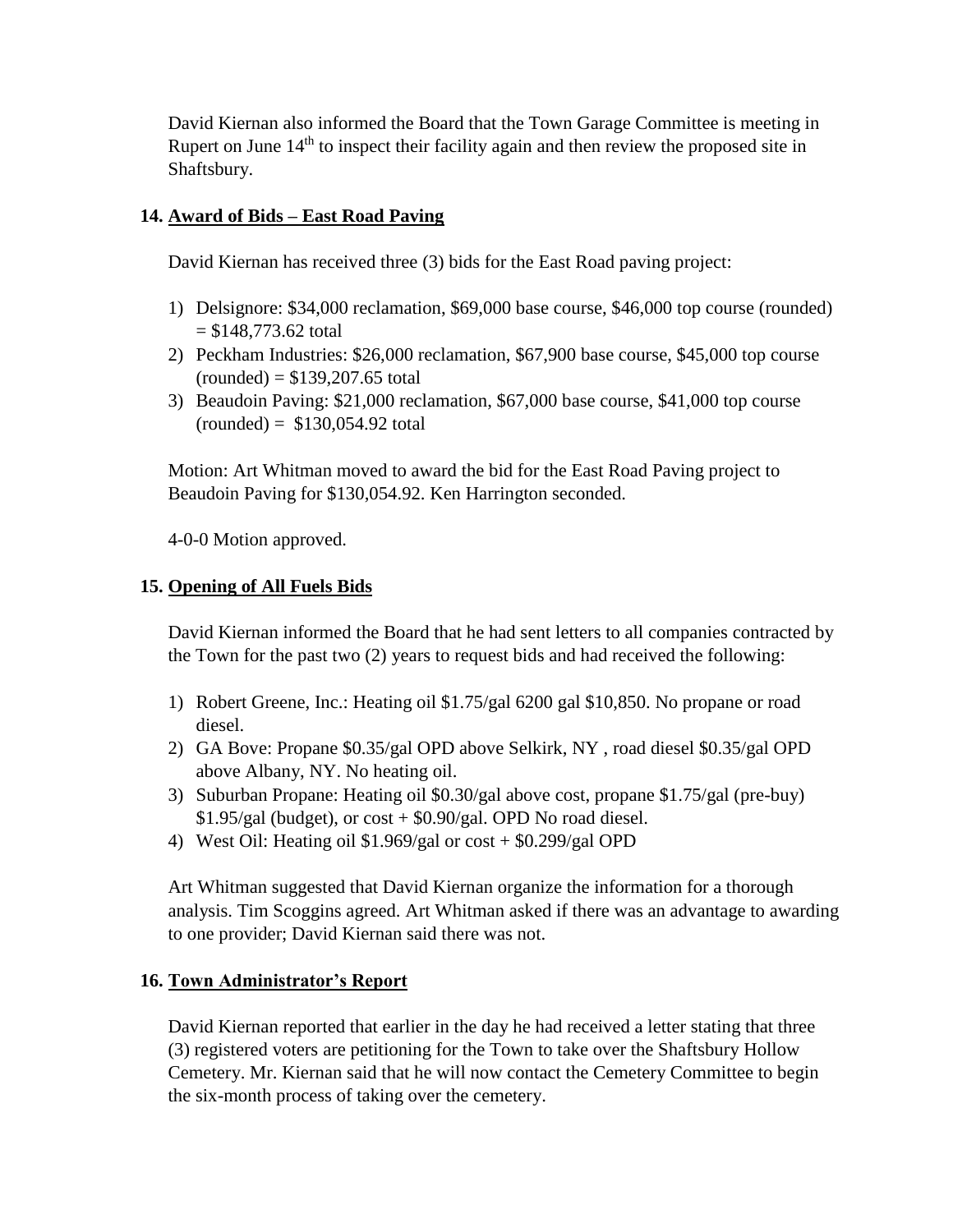David Kiernan also informed the Board that the Town Garage Committee is meeting in Rupert on June 14th to inspect their facility again and then review the proposed site in Shaftsbury.

**14. <u>Award of Bids – East Road Paving</u>**

David Kiernan has received three (3) bids for the East Road paving project:

1) Delsignore: $34,000 reclamation, $69,000 base course, $46,000 top course (rounded) = $148,773.62 total
2) Peckham Industries: $26,000 reclamation, $67,900 base course, $45,000 top course (rounded) = $139,207.65 total
3) Beaudoin Paving: $21,000 reclamation, $67,000 base course, $41,000 top course (rounded) = $130,054.92 total

Motion: Art Whitman moved to award the bid for the East Road Paving project to Beaudoin Paving for $130,054.92. Ken Harrington seconded.

4-0-0 Motion approved.

**15. <u>Opening of All Fuels Bids</u>**

David Kiernan informed the Board that he had sent letters to all companies contracted by the Town for the past two (2) years to request bids and had received the following:

1) Robert Greene, Inc.: Heating oil $1.75/gal 6200 gal $10,850. No propane or road diesel.
2) GA Bove: Propane $0.35/gal OPD above Selkirk, NY , road diesel $0.35/gal OPD above Albany, NY. No heating oil.
3) Suburban Propane: Heating oil $0.30/gal above cost, propane $1.75/gal (pre-buy) $1.95/gal (budget), or cost + $0.90/gal. OPD No road diesel.
4) West Oil: Heating oil $1.969/gal or cost + $0.299/gal OPD

Art Whitman suggested that David Kiernan organize the information for a thorough analysis. Tim Scoggins agreed. Art Whitman asked if there was an advantage to awarding to one provider; David Kiernan said there was not.

**16. <u>Town Administrator's Report</u>**

David Kiernan reported that earlier in the day he had received a letter stating that three (3) registered voters are petitioning for the Town to take over the Shaftsbury Hollow Cemetery. Mr. Kiernan said that he will now contact the Cemetery Committee to begin the six-month process of taking over the cemetery.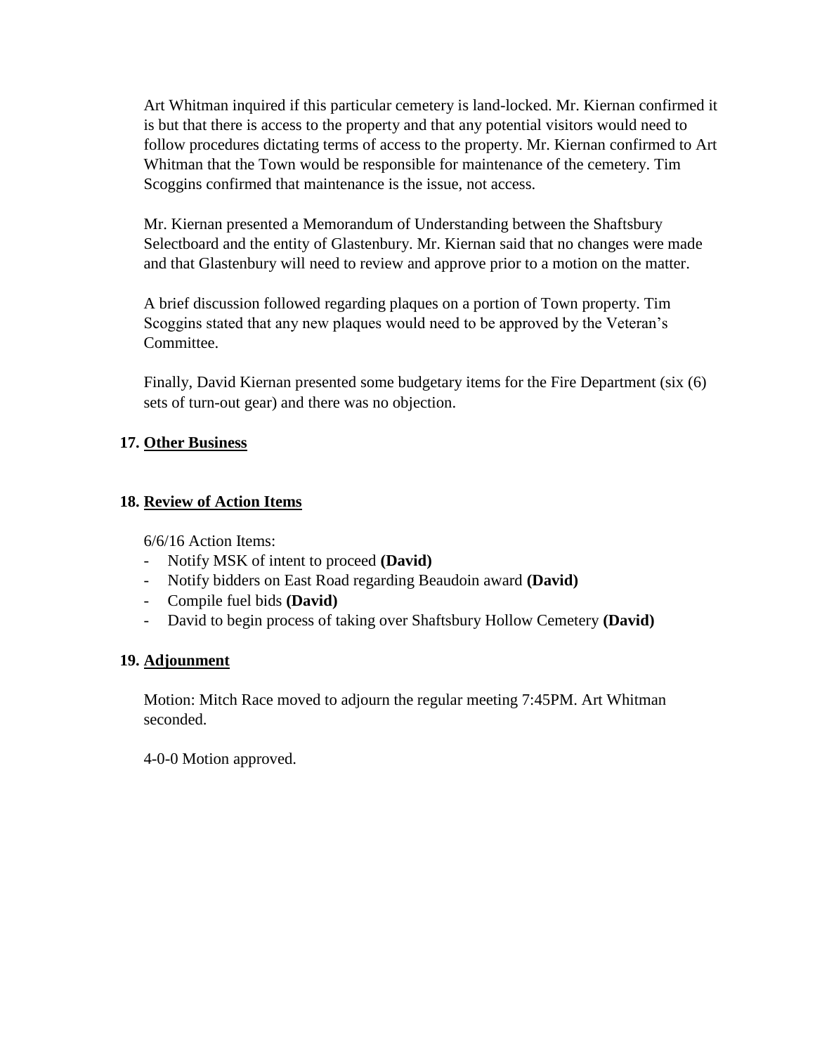Art Whitman inquired if this particular cemetery is land-locked. Mr. Kiernan confirmed it is but that there is access to the property and that any potential visitors would need to follow procedures dictating terms of access to the property. Mr. Kiernan confirmed to Art Whitman that the Town would be responsible for maintenance of the cemetery. Tim Scoggins confirmed that maintenance is the issue, not access.

Mr. Kiernan presented a Memorandum of Understanding between the Shaftsbury Selectboard and the entity of Glastenbury. Mr. Kiernan said that no changes were made and that Glastenbury will need to review and approve prior to a motion on the matter.

A brief discussion followed regarding plaques on a portion of Town property. Tim Scoggins stated that any new plaques would need to be approved by the Veteran's Committee.

Finally, David Kiernan presented some budgetary items for the Fire Department (six (6) sets of turn-out gear) and there was no objection.

**17. Other Business**

**18. Review of Action Items**

6/6/16 Action Items:

- Notify MSK of intent to proceed **(David)**
- Notify bidders on East Road regarding Beaudoin award **(David)**
- Compile fuel bids **(David)**
- David to begin process of taking over Shaftsbury Hollow Cemetery **(David)**

**19. Adjounment**

Motion: Mitch Race moved to adjourn the regular meeting 7:45PM. Art Whitman seconded.

4-0-0 Motion approved.